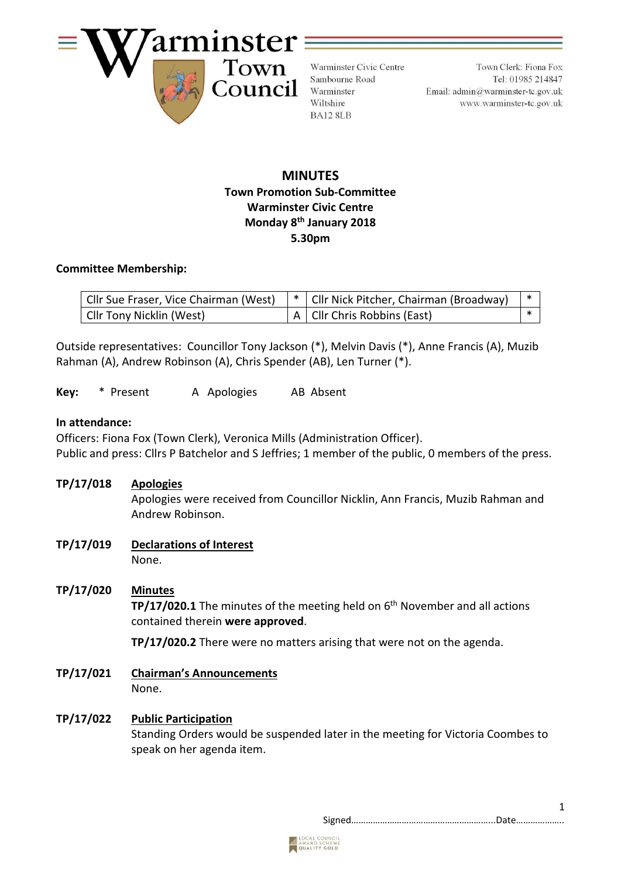Warminster Town Council

Warminster Civic Centre
Sambourne Road
Warminster
Wiltshire
BA12 8LB

Town Clerk: Fiona Fox
Tel: 01985 214847
Email: admin@warminster-tc.gov.uk
www.warminster-tc.gov.uk

# MINUTES

**Town Promotion Sub-Committee**
**Warminster Civic Centre**
**Monday 8th January 2018**
**5.30pm**

**Committee Membership:**

| Cllr Sue Fraser, Vice Chairman (West) | * | Cllr Nick Pitcher, Chairman (Broadway) | * |
|---|---|---|---|
| Cllr Tony Nicklin (West) | A | Cllr Chris Robbins (East) | * |

Outside representatives: Councillor Tony Jackson (*), Melvin Davis (*), Anne Francis (A), Muzib Rahman (A), Andrew Robinson (A), Chris Spender (AB), Len Turner (*).

**Key:** * Present A Apologies AB Absent

**In attendance:**
Officers: Fiona Fox (Town Clerk), Veronica Mills (Administration Officer).
Public and press: Cllrs P Batchelor and S Jeffries; 1 member of the public, 0 members of the press.

**TP/17/018** **Apologies**
Apologies were received from Councillor Nicklin, Ann Francis, Muzib Rahman and Andrew Robinson.

**TP/17/019** **Declarations of Interest**
None.

**TP/17/020** **Minutes**
**TP/17/020.1** The minutes of the meeting held on 6th November and all actions contained therein **were approved**.

**TP/17/020.2** There were no matters arising that were not on the agenda.

**TP/17/021** **Chairman's Announcements**
None.

**TP/17/022** **Public Participation**
Standing Orders would be suspended later in the meeting for Victoria Coombes to speak on her agenda item.

Signed……………………………………………………..Date………………..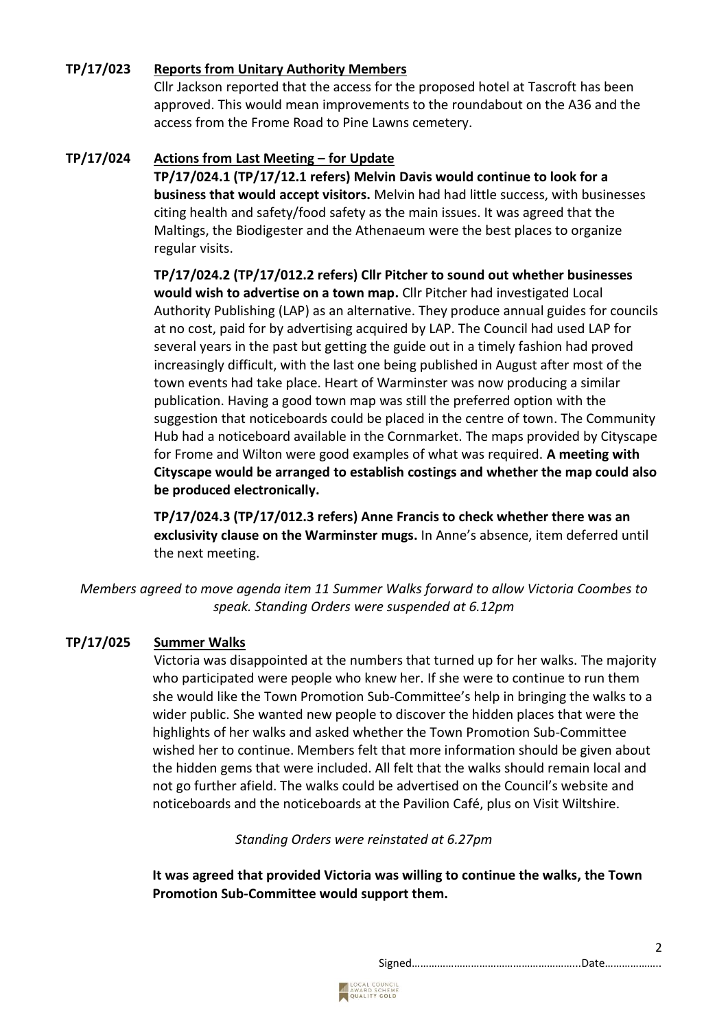**TP/17/023 Reports from Unitary Authority Members**

Cllr Jackson reported that the access for the proposed hotel at Tascroft has been approved. This would mean improvements to the roundabout on the A36 and the access from the Frome Road to Pine Lawns cemetery.

**TP/17/024 Actions from Last Meeting – for Update**

**TP/17/024.1 (TP/17/12.1 refers) Melvin Davis would continue to look for a business that would accept visitors.** Melvin had had little success, with businesses citing health and safety/food safety as the main issues. It was agreed that the Maltings, the Biodigester and the Athenaeum were the best places to organize regular visits.

**TP/17/024.2 (TP/17/012.2 refers) Cllr Pitcher to sound out whether businesses would wish to advertise on a town map.** Cllr Pitcher had investigated Local Authority Publishing (LAP) as an alternative. They produce annual guides for councils at no cost, paid for by advertising acquired by LAP. The Council had used LAP for several years in the past but getting the guide out in a timely fashion had proved increasingly difficult, with the last one being published in August after most of the town events had take place. Heart of Warminster was now producing a similar publication. Having a good town map was still the preferred option with the suggestion that noticeboards could be placed in the centre of town. The Community Hub had a noticeboard available in the Cornmarket. The maps provided by Cityscape for Frome and Wilton were good examples of what was required. **A meeting with Cityscape would be arranged to establish costings and whether the map could also be produced electronically.**

**TP/17/024.3 (TP/17/012.3 refers) Anne Francis to check whether there was an exclusivity clause on the Warminster mugs.** In Anne's absence, item deferred until the next meeting.

*Members agreed to move agenda item 11 Summer Walks forward to allow Victoria Coombes to speak. Standing Orders were suspended at 6.12pm*

**TP/17/025 Summer Walks**

Victoria was disappointed at the numbers that turned up for her walks. The majority who participated were people who knew her. If she were to continue to run them she would like the Town Promotion Sub-Committee's help in bringing the walks to a wider public. She wanted new people to discover the hidden places that were the highlights of her walks and asked whether the Town Promotion Sub-Committee wished her to continue. Members felt that more information should be given about the hidden gems that were included. All felt that the walks should remain local and not go further afield. The walks could be advertised on the Council's website and noticeboards and the noticeboards at the Pavilion Café, plus on Visit Wiltshire.

*Standing Orders were reinstated at 6.27pm*

**It was agreed that provided Victoria was willing to continue the walks, the Town Promotion Sub-Committee would support them.**

Signed…………………………………………………..Date………………..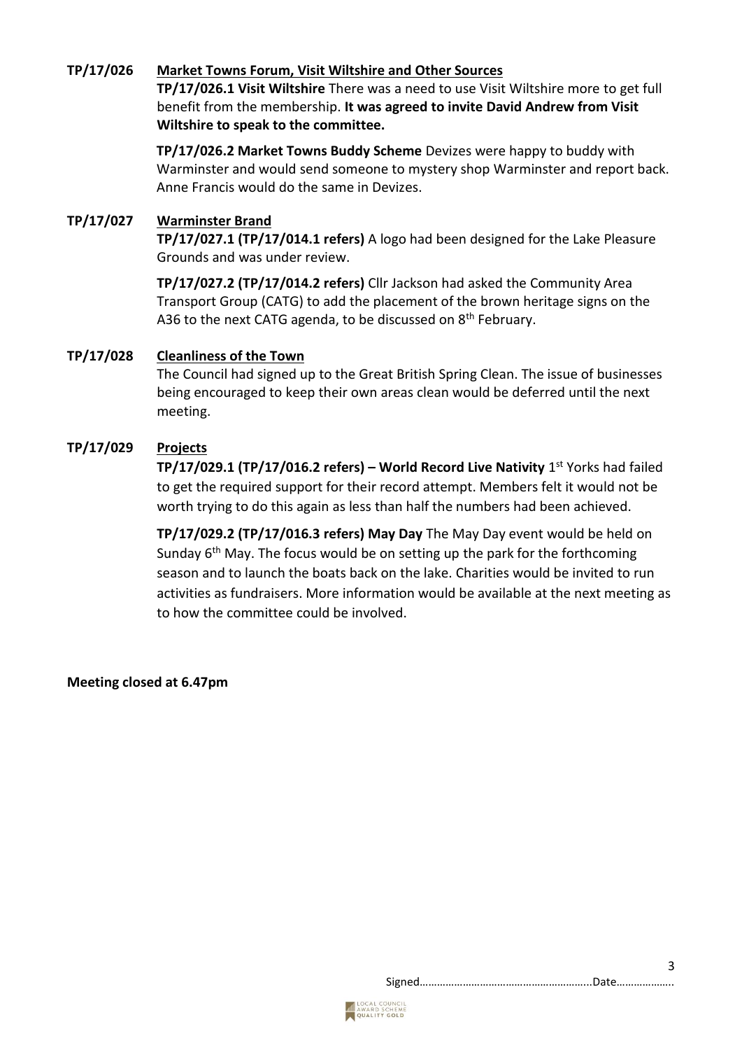**TP/17/026 Market Towns Forum, Visit Wiltshire and Other Sources**

**TP/17/026.1 Visit Wiltshire** There was a need to use Visit Wiltshire more to get full benefit from the membership. **It was agreed to invite David Andrew from Visit Wiltshire to speak to the committee.**

**TP/17/026.2 Market Towns Buddy Scheme** Devizes were happy to buddy with Warminster and would send someone to mystery shop Warminster and report back. Anne Francis would do the same in Devizes.

**TP/17/027 Warminster Brand**

**TP/17/027.1 (TP/17/014.1 refers)** A logo had been designed for the Lake Pleasure Grounds and was under review.

**TP/17/027.2 (TP/17/014.2 refers)** Cllr Jackson had asked the Community Area Transport Group (CATG) to add the placement of the brown heritage signs on the A36 to the next CATG agenda, to be discussed on 8th February.

**TP/17/028 Cleanliness of the Town**

The Council had signed up to the Great British Spring Clean. The issue of businesses being encouraged to keep their own areas clean would be deferred until the next meeting.

**TP/17/029 Projects**

**TP/17/029.1 (TP/17/016.2 refers) – World Record Live Nativity** 1st Yorks had failed to get the required support for their record attempt. Members felt it would not be worth trying to do this again as less than half the numbers had been achieved.

**TP/17/029.2 (TP/17/016.3 refers) May Day** The May Day event would be held on Sunday 6th May. The focus would be on setting up the park for the forthcoming season and to launch the boats back on the lake. Charities would be invited to run activities as fundraisers. More information would be available at the next meeting as to how the committee could be involved.

**Meeting closed at 6.47pm**

Signed…………………………………………………..Date………………..